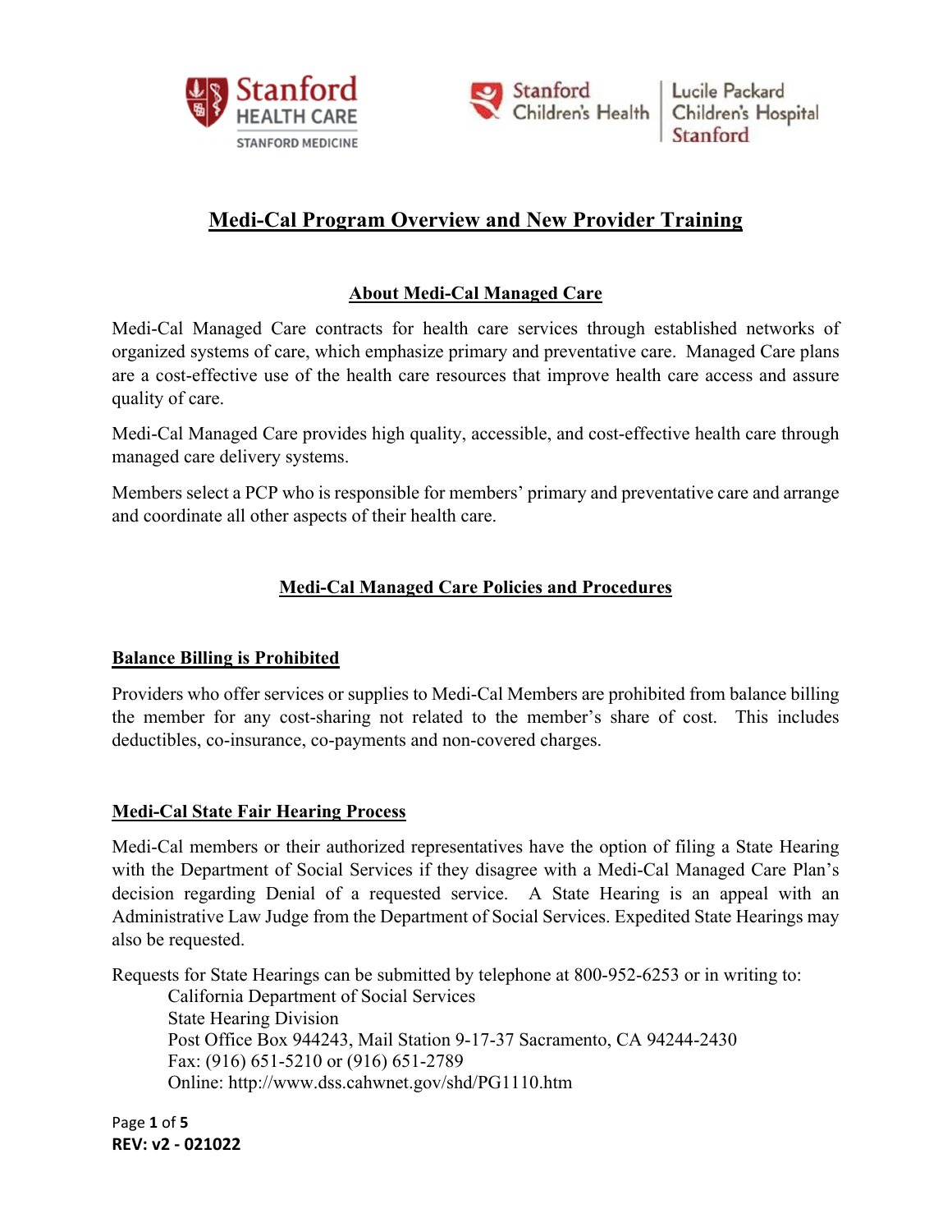# Medi-Cal Program Overview and New Provider Training

## About Medi-Cal Managed Care

Medi-Cal Managed Care contracts for health care services through established networks of organized systems of care, which emphasize primary and preventative care. Managed Care plans are a cost-effective use of the health care resources that improve health care access and assure quality of care.

Medi-Cal Managed Care provides high quality, accessible, and cost-effective health care through managed care delivery systems.

Members select a PCP who is responsible for members' primary and preventative care and arrange and coordinate all other aspects of their health care.

## Medi-Cal Managed Care Policies and Procedures

### Balance Billing is Prohibited

Providers who offer services or supplies to Medi-Cal Members are prohibited from balance billing the member for any cost-sharing not related to the member's share of cost. This includes deductibles, co-insurance, co-payments and non-covered charges.

### Medi-Cal State Fair Hearing Process

Medi-Cal members or their authorized representatives have the option of filing a State Hearing with the Department of Social Services if they disagree with a Medi-Cal Managed Care Plan's decision regarding Denial of a requested service. A State Hearing is an appeal with an Administrative Law Judge from the Department of Social Services. Expedited State Hearings may also be requested.

Requests for State Hearings can be submitted by telephone at 800-952-6253 or in writing to:

California Department of Social Services
State Hearing Division
Post Office Box 944243, Mail Station 9-17-37 Sacramento, CA 94244-2430
Fax: (916) 651-5210 or (916) 651-2789
Online: http://www.dss.cahwnet.gov/shd/PG1110.htm

REV: v2 - 021022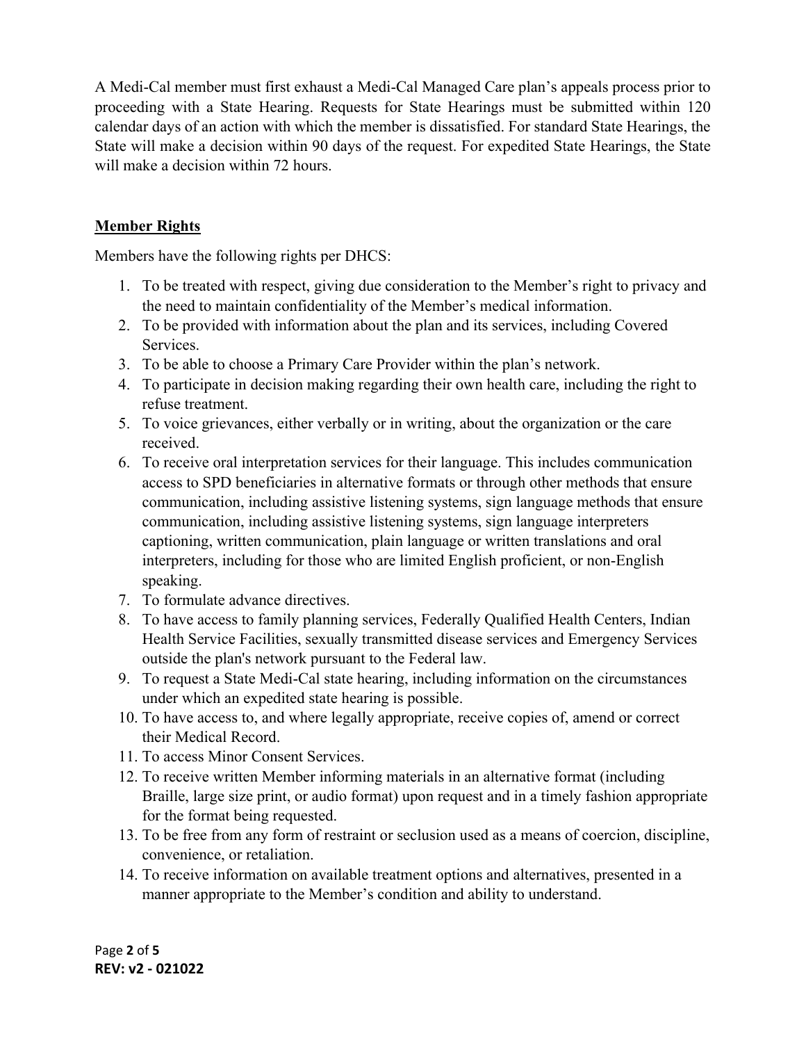A Medi-Cal member must first exhaust a Medi-Cal Managed Care plan's appeals process prior to proceeding with a State Hearing. Requests for State Hearings must be submitted within 120 calendar days of an action with which the member is dissatisfied. For standard State Hearings, the State will make a decision within 90 days of the request. For expedited State Hearings, the State will make a decision within 72 hours.

## **Member Rights**

Members have the following rights per DHCS:

1. To be treated with respect, giving due consideration to the Member's right to privacy and the need to maintain confidentiality of the Member's medical information.
2. To be provided with information about the plan and its services, including Covered Services.
3. To be able to choose a Primary Care Provider within the plan's network.
4. To participate in decision making regarding their own health care, including the right to refuse treatment.
5. To voice grievances, either verbally or in writing, about the organization or the care received.
6. To receive oral interpretation services for their language. This includes communication access to SPD beneficiaries in alternative formats or through other methods that ensure communication, including assistive listening systems, sign language methods that ensure communication, including assistive listening systems, sign language interpreters captioning, written communication, plain language or written translations and oral interpreters, including for those who are limited English proficient, or non-English speaking.
7. To formulate advance directives.
8. To have access to family planning services, Federally Qualified Health Centers, Indian Health Service Facilities, sexually transmitted disease services and Emergency Services outside the plan's network pursuant to the Federal law.
9. To request a State Medi-Cal state hearing, including information on the circumstances under which an expedited state hearing is possible.
10. To have access to, and where legally appropriate, receive copies of, amend or correct their Medical Record.
11. To access Minor Consent Services.
12. To receive written Member informing materials in an alternative format (including Braille, large size print, or audio format) upon request and in a timely fashion appropriate for the format being requested.
13. To be free from any form of restraint or seclusion used as a means of coercion, discipline, convenience, or retaliation.
14. To receive information on available treatment options and alternatives, presented in a manner appropriate to the Member's condition and ability to understand.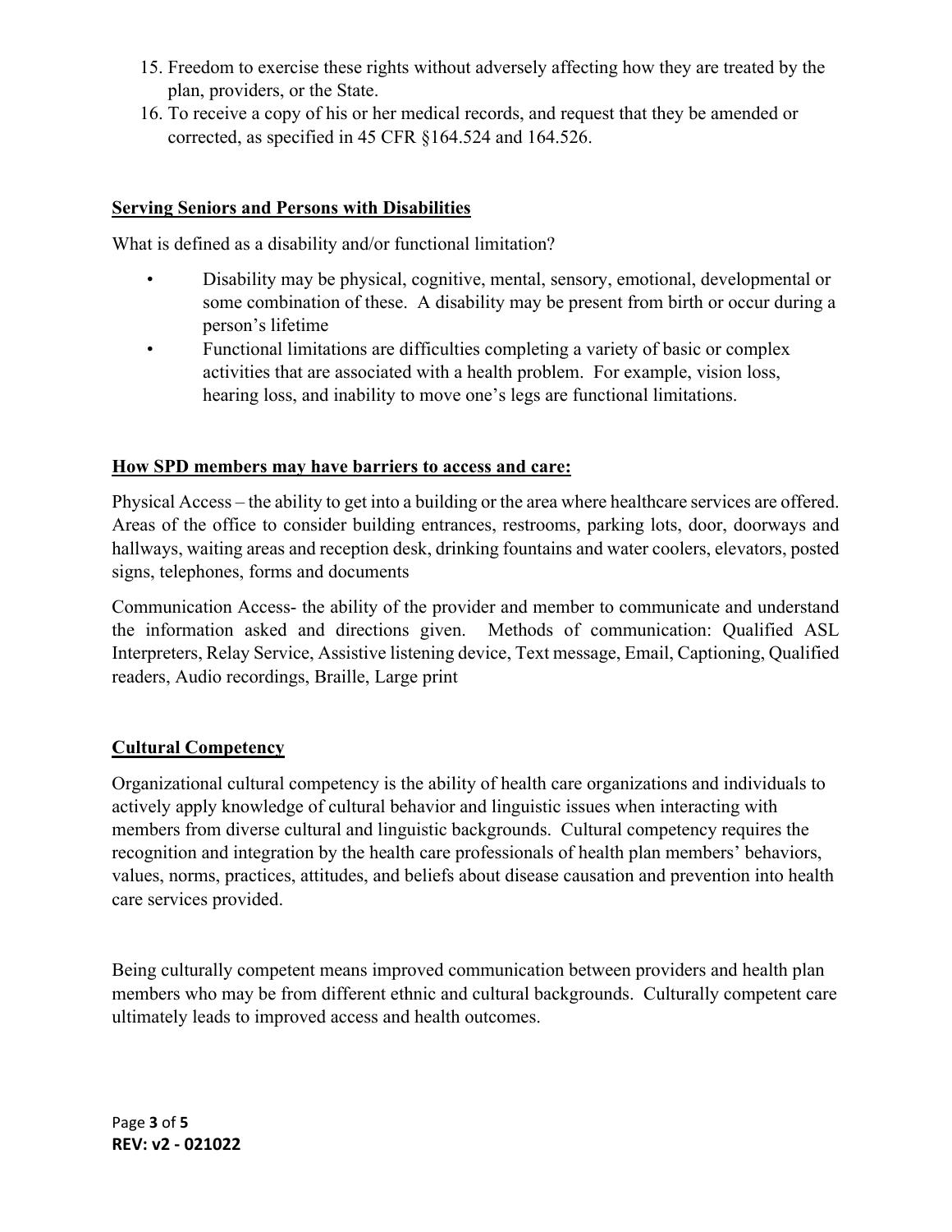15. Freedom to exercise these rights without adversely affecting how they are treated by the plan, providers, or the State.
16. To receive a copy of his or her medical records, and request that they be amended or corrected, as specified in 45 CFR §164.524 and 164.526.

**Serving Seniors and Persons with Disabilities**

What is defined as a disability and/or functional limitation?

- Disability may be physical, cognitive, mental, sensory, emotional, developmental or some combination of these. A disability may be present from birth or occur during a person's lifetime
- Functional limitations are difficulties completing a variety of basic or complex activities that are associated with a health problem. For example, vision loss, hearing loss, and inability to move one's legs are functional limitations.

**How SPD members may have barriers to access and care:**

Physical Access – the ability to get into a building or the area where healthcare services are offered. Areas of the office to consider building entrances, restrooms, parking lots, door, doorways and hallways, waiting areas and reception desk, drinking fountains and water coolers, elevators, posted signs, telephones, forms and documents

Communication Access- the ability of the provider and member to communicate and understand the information asked and directions given. Methods of communication: Qualified ASL Interpreters, Relay Service, Assistive listening device, Text message, Email, Captioning, Qualified readers, Audio recordings, Braille, Large print

**Cultural Competency**

Organizational cultural competency is the ability of health care organizations and individuals to actively apply knowledge of cultural behavior and linguistic issues when interacting with members from diverse cultural and linguistic backgrounds. Cultural competency requires the recognition and integration by the health care professionals of health plan members' behaviors, values, norms, practices, attitudes, and beliefs about disease causation and prevention into health care services provided.

Being culturally competent means improved communication between providers and health plan members who may be from different ethnic and cultural backgrounds. Culturally competent care ultimately leads to improved access and health outcomes.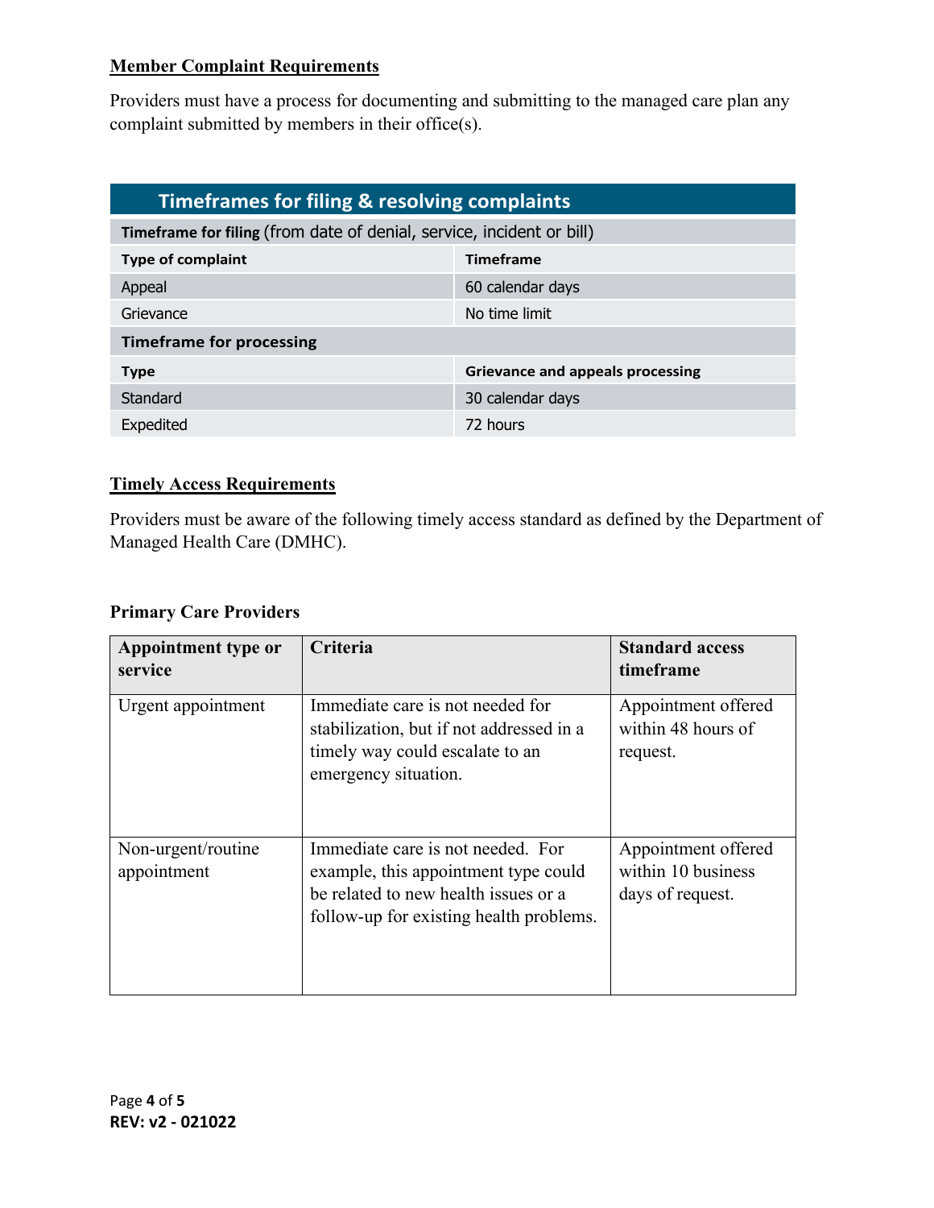## Member Complaint Requirements

Providers must have a process for documenting and submitting to the managed care plan any complaint submitted by members in their office(s).

| Timeframes for filing & resolving complaints | |
|---|---|
| **Timeframe for filing** (from date of denial, service, incident or bill) | |
| **Type of complaint** | **Timeframe** |
| Appeal | 60 calendar days |
| Grievance | No time limit |
| **Timeframe for processing** | |
| **Type** | **Grievance and appeals processing** |
| Standard | 30 calendar days |
| Expedited | 72 hours |

## Timely Access Requirements

Providers must be aware of the following timely access standard as defined by the Department of Managed Health Care (DMHC).

### Primary Care Providers

| Appointment type or service | Criteria | Standard access timeframe |
|---|---|---|
| Urgent appointment | Immediate care is not needed for stabilization, but if not addressed in a timely way could escalate to an emergency situation. | Appointment offered within 48 hours of request. |
| Non-urgent/routine appointment | Immediate care is not needed. For example, this appointment type could be related to new health issues or a follow-up for existing health problems. | Appointment offered within 10 business days of request. |

**REV: v2 - 021022**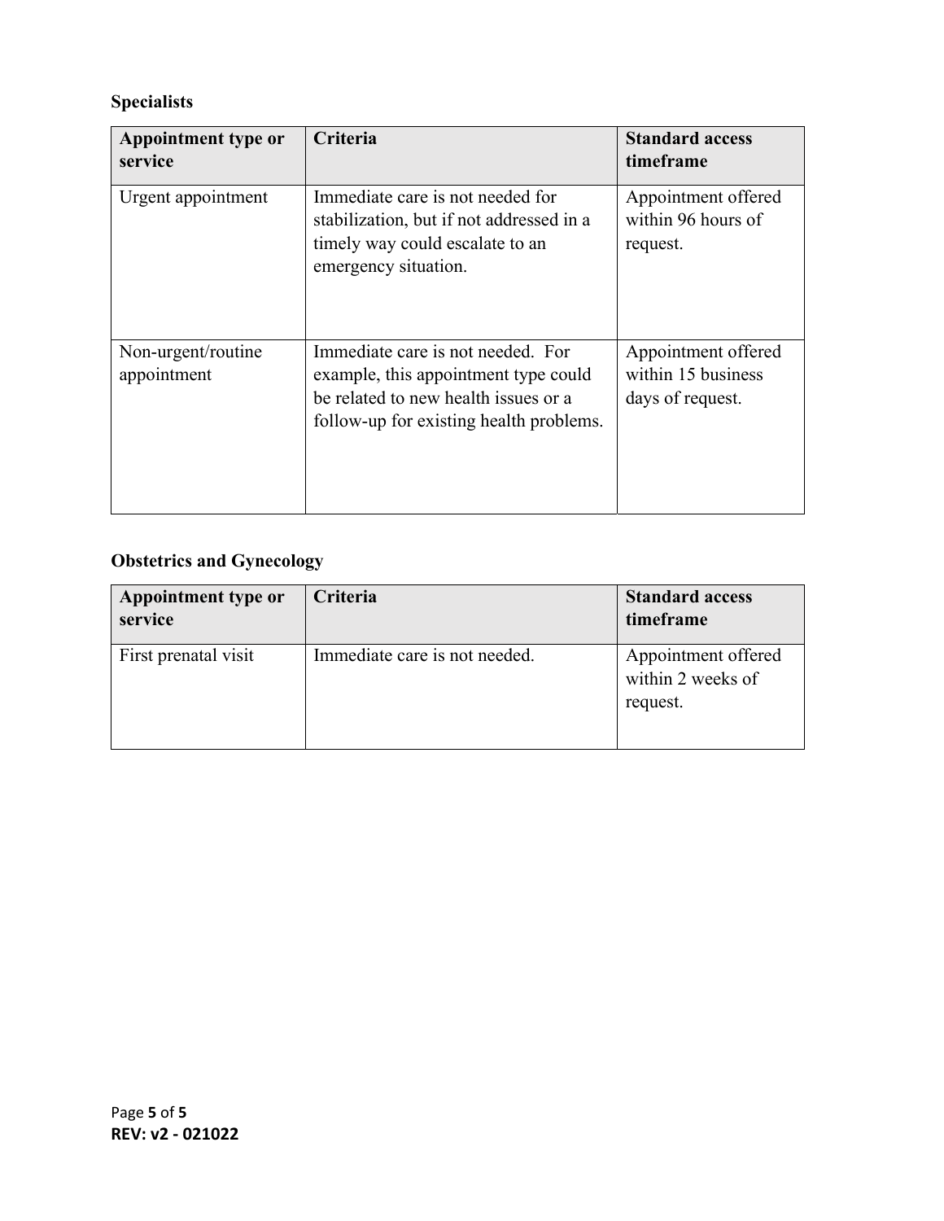**Specialists**

| Appointment type or service | Criteria | Standard access timeframe |
| --- | --- | --- |
| Urgent appointment | Immediate care is not needed for stabilization, but if not addressed in a timely way could escalate to an emergency situation. | Appointment offered within 96 hours of request. |
| Non-urgent/routine appointment | Immediate care is not needed. For example, this appointment type could be related to new health issues or a follow-up for existing health problems. | Appointment offered within 15 business days of request. |

**Obstetrics and Gynecology**

| Appointment type or service | Criteria | Standard access timeframe |
| --- | --- | --- |
| First prenatal visit | Immediate care is not needed. | Appointment offered within 2 weeks of request. |

REV: v2 - 021022